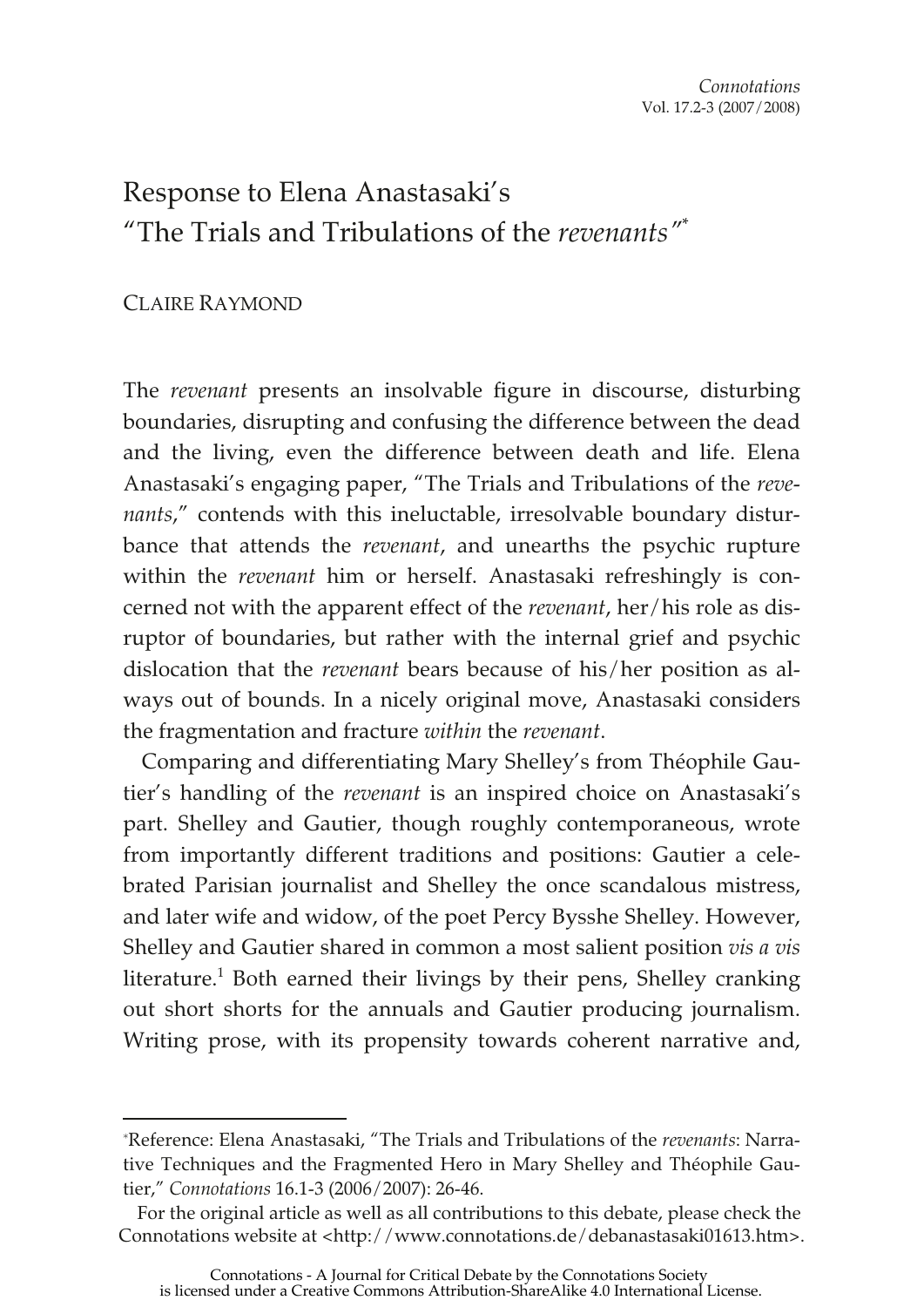# Response to Elena Anastasaki's "The Trials and Tribulations of the *revenants*"[*]

CLAIRE RAYMOND

The *revenant* presents an insolvable figure in discourse, disturbing boundaries, disrupting and confusing the difference between the dead and the living, even the difference between death and life. Elena Anastasaki's engaging paper, "The Trials and Tribulations of the *revenants*," contends with this ineluctable, irresolvable boundary disturbance that attends the *revenant*, and unearths the psychic rupture within the *revenant* him or herself. Anastasaki refreshingly is concerned not with the apparent effect of the *revenant*, her/his role as disruptor of boundaries, but rather with the internal grief and psychic dislocation that the *revenant* bears because of his/her position as always out of bounds. In a nicely original move, Anastasaki considers the fragmentation and fracture *within* the *revenant*.

Comparing and differentiating Mary Shelley's from Théophile Gautier's handling of the *revenant* is an inspired choice on Anastasaki's part. Shelley and Gautier, though roughly contemporaneous, wrote from importantly different traditions and positions: Gautier a celebrated Parisian journalist and Shelley the once scandalous mistress, and later wife and widow, of the poet Percy Bysshe Shelley. However, Shelley and Gautier shared in common a most salient position *vis a vis* literature.[1] Both earned their livings by their pens, Shelley cranking out short shorts for the annuals and Gautier producing journalism. Writing prose, with its propensity towards coherent narrative and,

---

[*]Reference: Elena Anastasaki, "The Trials and Tribulations of the *revenants*: Narrative Techniques and the Fragmented Hero in Mary Shelley and Théophile Gautier," *Connotations* 16.1-3 (2006/2007): 26-46.

For the original article as well as all contributions to this debate, please check the Connotations website at <http://www.connotations.de/debanastasaki01613.htm>.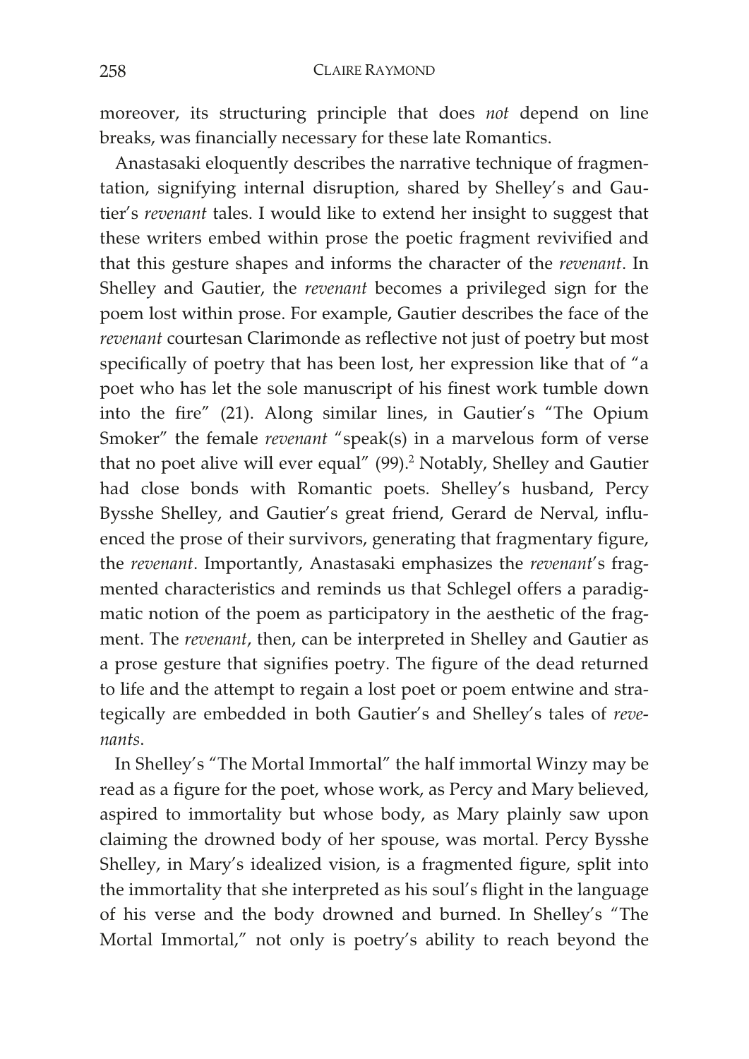moreover, its structuring principle that does *not* depend on line breaks, was financially necessary for these late Romantics.

Anastasaki eloquently describes the narrative technique of fragmentation, signifying internal disruption, shared by Shelley's and Gautier's *revenant* tales. I would like to extend her insight to suggest that these writers embed within prose the poetic fragment revivified and that this gesture shapes and informs the character of the *revenant*. In Shelley and Gautier, the *revenant* becomes a privileged sign for the poem lost within prose. For example, Gautier describes the face of the *revenant* courtesan Clarimonde as reflective not just of poetry but most specifically of poetry that has been lost, her expression like that of "a poet who has let the sole manuscript of his finest work tumble down into the fire" (21). Along similar lines, in Gautier's "The Opium Smoker" the female *revenant* "speak(s) in a marvelous form of verse that no poet alive will ever equal" (99).[2] Notably, Shelley and Gautier had close bonds with Romantic poets. Shelley's husband, Percy Bysshe Shelley, and Gautier's great friend, Gerard de Nerval, influenced the prose of their survivors, generating that fragmentary figure, the *revenant*. Importantly, Anastasaki emphasizes the *revenant*'s fragmented characteristics and reminds us that Schlegel offers a paradigmatic notion of the poem as participatory in the aesthetic of the fragment. The *revenant*, then, can be interpreted in Shelley and Gautier as a prose gesture that signifies poetry. The figure of the dead returned to life and the attempt to regain a lost poet or poem entwine and strategically are embedded in both Gautier's and Shelley's tales of *revenants*.

In Shelley's "The Mortal Immortal" the half immortal Winzy may be read as a figure for the poet, whose work, as Percy and Mary believed, aspired to immortality but whose body, as Mary plainly saw upon claiming the drowned body of her spouse, was mortal. Percy Bysshe Shelley, in Mary's idealized vision, is a fragmented figure, split into the immortality that she interpreted as his soul's flight in the language of his verse and the body drowned and burned. In Shelley's "The Mortal Immortal," not only is poetry's ability to reach beyond the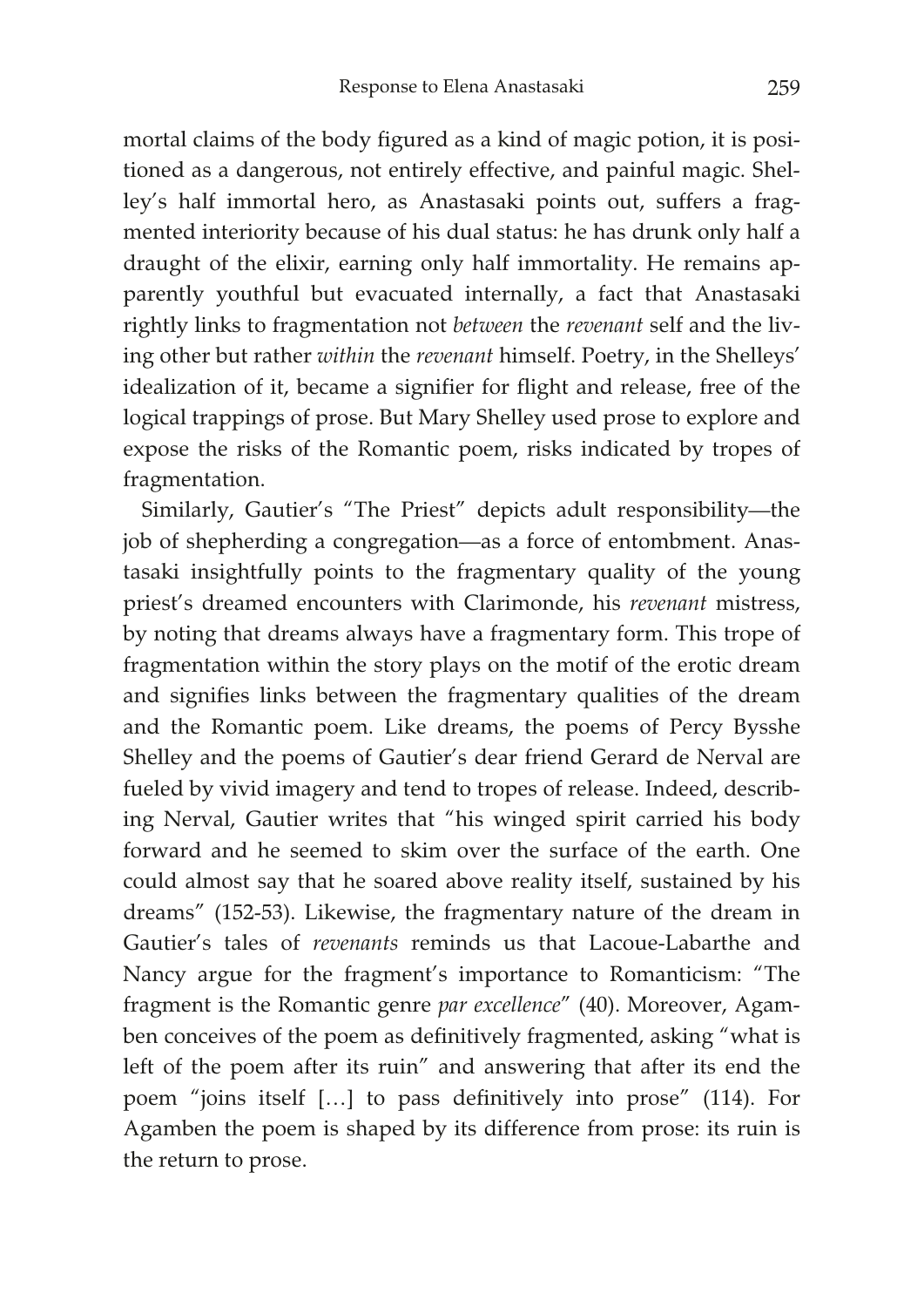mortal claims of the body figured as a kind of magic potion, it is positioned as a dangerous, not entirely effective, and painful magic. Shelley's half immortal hero, as Anastasaki points out, suffers a fragmented interiority because of his dual status: he has drunk only half a draught of the elixir, earning only half immortality. He remains apparently youthful but evacuated internally, a fact that Anastasaki rightly links to fragmentation not *between* the *revenant* self and the living other but rather *within* the *revenant* himself. Poetry, in the Shelleys' idealization of it, became a signifier for flight and release, free of the logical trappings of prose. But Mary Shelley used prose to explore and expose the risks of the Romantic poem, risks indicated by tropes of fragmentation.

Similarly, Gautier's "The Priest" depicts adult responsibility—the job of shepherding a congregation—as a force of entombment. Anastasaki insightfully points to the fragmentary quality of the young priest's dreamed encounters with Clarimonde, his *revenant* mistress, by noting that dreams always have a fragmentary form. This trope of fragmentation within the story plays on the motif of the erotic dream and signifies links between the fragmentary qualities of the dream and the Romantic poem. Like dreams, the poems of Percy Bysshe Shelley and the poems of Gautier's dear friend Gerard de Nerval are fueled by vivid imagery and tend to tropes of release. Indeed, describing Nerval, Gautier writes that "his winged spirit carried his body forward and he seemed to skim over the surface of the earth. One could almost say that he soared above reality itself, sustained by his dreams" (152-53). Likewise, the fragmentary nature of the dream in Gautier's tales of *revenants* reminds us that Lacoue-Labarthe and Nancy argue for the fragment's importance to Romanticism: "The fragment is the Romantic genre *par excellence*" (40). Moreover, Agamben conceives of the poem as definitively fragmented, asking "what is left of the poem after its ruin" and answering that after its end the poem "joins itself […] to pass definitively into prose" (114). For Agamben the poem is shaped by its difference from prose: its ruin is the return to prose.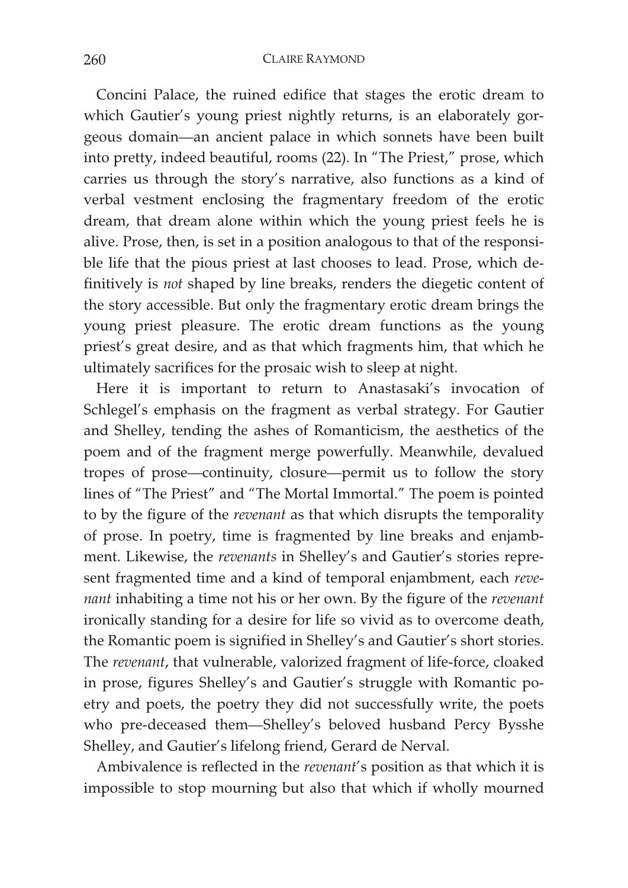Concini Palace, the ruined edifice that stages the erotic dream to which Gautier's young priest nightly returns, is an elaborately gorgeous domain—an ancient palace in which sonnets have been built into pretty, indeed beautiful, rooms (22). In "The Priest," prose, which carries us through the story's narrative, also functions as a kind of verbal vestment enclosing the fragmentary freedom of the erotic dream, that dream alone within which the young priest feels he is alive. Prose, then, is set in a position analogous to that of the responsible life that the pious priest at last chooses to lead. Prose, which definitively is *not* shaped by line breaks, renders the diegetic content of the story accessible. But only the fragmentary erotic dream brings the young priest pleasure. The erotic dream functions as the young priest's great desire, and as that which fragments him, that which he ultimately sacrifices for the prosaic wish to sleep at night.

Here it is important to return to Anastasaki's invocation of Schlegel's emphasis on the fragment as verbal strategy. For Gautier and Shelley, tending the ashes of Romanticism, the aesthetics of the poem and of the fragment merge powerfully. Meanwhile, devalued tropes of prose—continuity, closure—permit us to follow the story lines of "The Priest" and "The Mortal Immortal." The poem is pointed to by the figure of the *revenant* as that which disrupts the temporality of prose. In poetry, time is fragmented by line breaks and enjambment. Likewise, the *revenants* in Shelley's and Gautier's stories represent fragmented time and a kind of temporal enjambment, each *revenant* inhabiting a time not his or her own. By the figure of the *revenant* ironically standing for a desire for life so vivid as to overcome death, the Romantic poem is signified in Shelley's and Gautier's short stories. The *revenant*, that vulnerable, valorized fragment of life-force, cloaked in prose, figures Shelley's and Gautier's struggle with Romantic poetry and poets, the poetry they did not successfully write, the poets who pre-deceased them—Shelley's beloved husband Percy Bysshe Shelley, and Gautier's lifelong friend, Gerard de Nerval.

Ambivalence is reflected in the *revenant*'s position as that which it is impossible to stop mourning but also that which if wholly mourned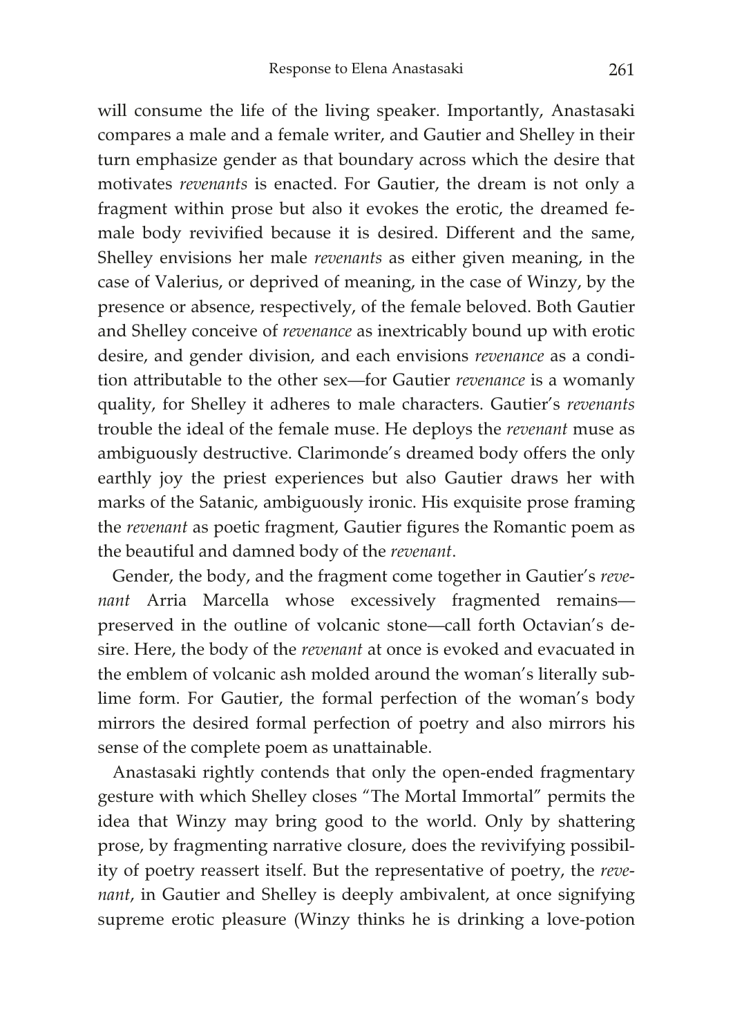will consume the life of the living speaker. Importantly, Anastasaki compares a male and a female writer, and Gautier and Shelley in their turn emphasize gender as that boundary across which the desire that motivates *revenants* is enacted. For Gautier, the dream is not only a fragment within prose but also it evokes the erotic, the dreamed female body revivified because it is desired. Different and the same, Shelley envisions her male *revenants* as either given meaning, in the case of Valerius, or deprived of meaning, in the case of Winzy, by the presence or absence, respectively, of the female beloved. Both Gautier and Shelley conceive of *revenance* as inextricably bound up with erotic desire, and gender division, and each envisions *revenance* as a condition attributable to the other sex—for Gautier *revenance* is a womanly quality, for Shelley it adheres to male characters. Gautier's *revenants* trouble the ideal of the female muse. He deploys the *revenant* muse as ambiguously destructive. Clarimonde's dreamed body offers the only earthly joy the priest experiences but also Gautier draws her with marks of the Satanic, ambiguously ironic. His exquisite prose framing the *revenant* as poetic fragment, Gautier figures the Romantic poem as the beautiful and damned body of the *revenant*.

Gender, the body, and the fragment come together in Gautier's *revenant* Arria Marcella whose excessively fragmented remains—preserved in the outline of volcanic stone—call forth Octavian's desire. Here, the body of the *revenant* at once is evoked and evacuated in the emblem of volcanic ash molded around the woman's literally sublime form. For Gautier, the formal perfection of the woman's body mirrors the desired formal perfection of poetry and also mirrors his sense of the complete poem as unattainable.

Anastasaki rightly contends that only the open-ended fragmentary gesture with which Shelley closes "The Mortal Immortal" permits the idea that Winzy may bring good to the world. Only by shattering prose, by fragmenting narrative closure, does the revivifying possibility of poetry reassert itself. But the representative of poetry, the *revenant*, in Gautier and Shelley is deeply ambivalent, at once signifying supreme erotic pleasure (Winzy thinks he is drinking a love-potion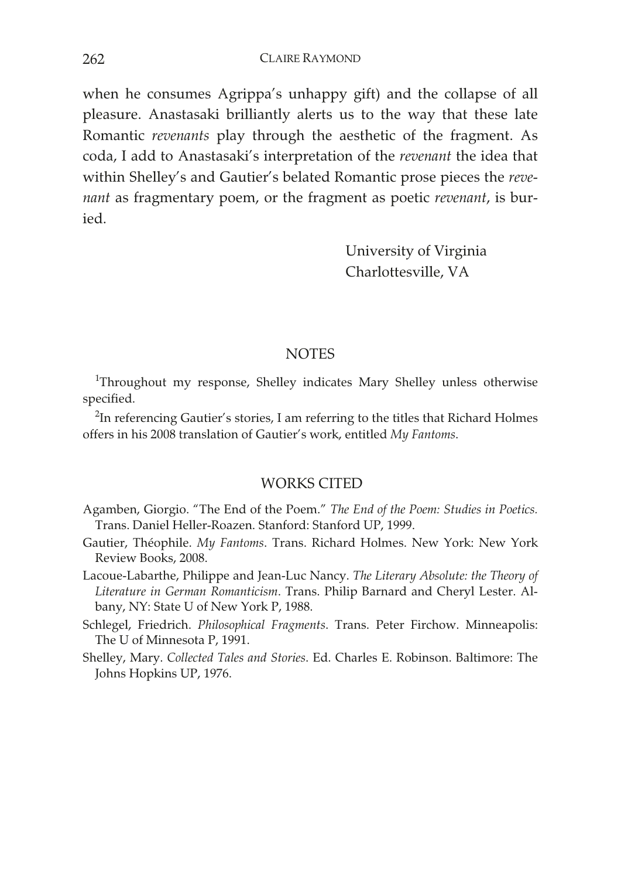when he consumes Agrippa's unhappy gift) and the collapse of all pleasure. Anastasaki brilliantly alerts us to the way that these late Romantic *revenants* play through the aesthetic of the fragment. As coda, I add to Anastasaki's interpretation of the *revenant* the idea that within Shelley's and Gautier's belated Romantic prose pieces the *revenant* as fragmentary poem, or the fragment as poetic *revenant*, is buried.

University of Virginia
Charlottesville, VA

## NOTES

[1]Throughout my response, Shelley indicates Mary Shelley unless otherwise specified.

[2]In referencing Gautier's stories, I am referring to the titles that Richard Holmes offers in his 2008 translation of Gautier's work, entitled *My Fantoms*.

## WORKS CITED

Agamben, Giorgio. "The End of the Poem." *The End of the Poem: Studies in Poetics.* Trans. Daniel Heller-Roazen. Stanford: Stanford UP, 1999.

Gautier, Théophile. *My Fantoms*. Trans. Richard Holmes. New York: New York Review Books, 2008.

Lacoue-Labarthe, Philippe and Jean-Luc Nancy. *The Literary Absolute: the Theory of Literature in German Romanticism*. Trans. Philip Barnard and Cheryl Lester. Albany, NY: State U of New York P, 1988.

Schlegel, Friedrich. *Philosophical Fragments*. Trans. Peter Firchow. Minneapolis: The U of Minnesota P, 1991.

Shelley, Mary. *Collected Tales and Stories*. Ed. Charles E. Robinson. Baltimore: The Johns Hopkins UP, 1976.